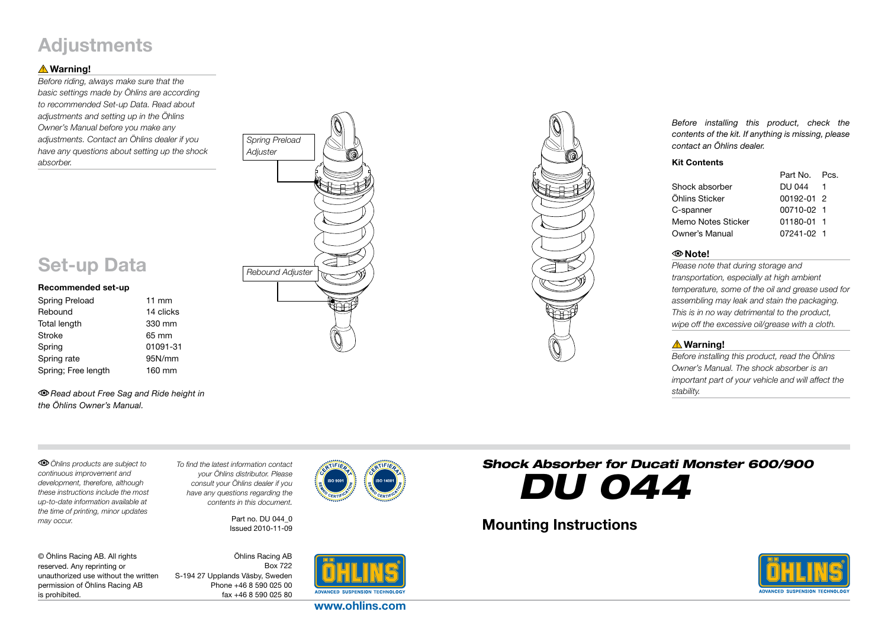# Adjustments

**⚠ Warning!**

*Before riding, always make sure that the basic settings made by Öhlins are according to recommended Set-up Data. Read about adjustments and setting up in the Öhlins Owner's Manual before you make any adjustments. Contact an Öhlins dealer if you have any questions about setting up the shock absorber.*

*Spring Preload Adjuster*

*Rebound Adjuster*

# Set-up Data

**Recommended set-up**

| | |
|---|---|
| Spring Preload | 11 mm |
| Rebound | 14 clicks |
| Total length | 330 mm |
| Stroke | 65 mm |
| Spring | 01091-31 |
| Spring rate | 95N/mm |
| Spring; Free length | 160 mm |

*Read about Free Sag and Ride height in the Öhlins Owner's Manual.*

*Before installing this product, check the contents of the kit. If anything is missing, please contact an Öhlins dealer.*

**Kit Contents**

| | Part No. | Pcs. |
|---|---|---|
| Shock absorber | DU 044 | 1 |
| Öhlins Sticker | 00192-01 | 2 |
| C-spanner | 00710-02 | 1 |
| Memo Notes Sticker | 01180-01 | 1 |
| Owner's Manual | 07241-02 | 1 |

**Note!**

*Please note that during storage and transportation, especially at high ambient temperature, some of the oil and grease used for assembling may leak and stain the packaging. This is in no way detrimental to the product, wipe off the excessive oil/grease with a cloth.*

**⚠ Warning!**

*Before installing this product, read the Öhlins Owner's Manual. The shock absorber is an important part of your vehicle and will affect the stability.*

*Öhlins products are subject to continuous improvement and development, therefore, although these instructions include the most up-to-date information available at the time of printing, minor updates may occur.*

*To find the latest information contact your Öhlins distributor. Please consult your Öhlins dealer if you have any questions regarding the contents in this document.*

Part no. DU 044_0
Issued 2010-11-09

© Öhlins Racing AB. All rights reserved. Any reprinting or unauthorized use without the written permission of Öhlins Racing AB is prohibited.

Öhlins Racing AB
Box 722
S-194 27 Upplands Väsby, Sweden
Phone +46 8 590 025 00
fax +46 8 590 025 80

ISO 9001 ISO 14001

ÖHLINS ADVANCED SUSPENSION TECHNOLOGY

www.ohlins.com

## *Shock Absorber for Ducati Monster 600/900*

# *DU 044*

## Mounting Instructions

ÖHLINS ADVANCED SUSPENSION TECHNOLOGY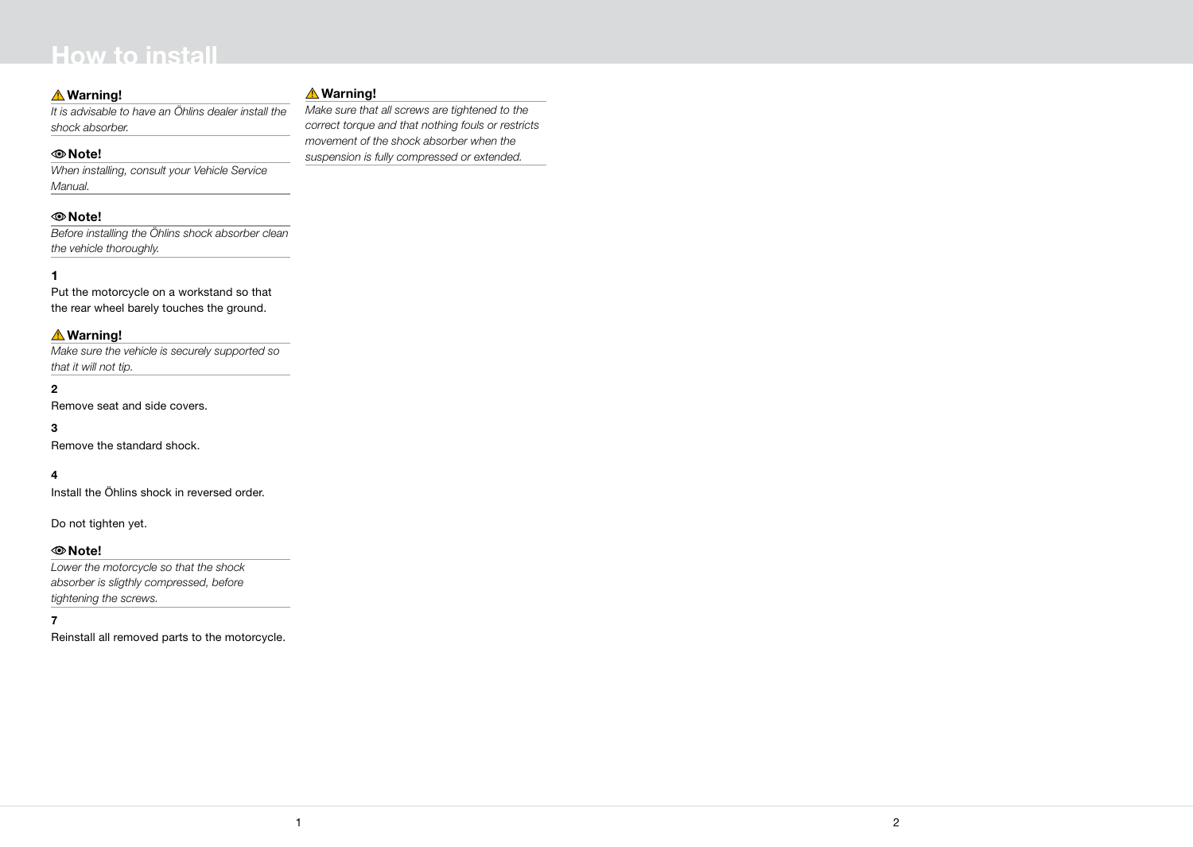# How to install

**⚠ Warning!**

*It is advisable to have an Öhlins dealer install the shock absorber.*

**Note!**

*When installing, consult your Vehicle Service Manual.*

**Note!**

*Before installing the Öhlins shock absorber clean the vehicle thoroughly.*

**1**

Put the motorcycle on a workstand so that the rear wheel barely touches the ground.

**⚠ Warning!**

*Make sure the vehicle is securely supported so that it will not tip.*

**2**

Remove seat and side covers.

**3**

Remove the standard shock.

**4**

Install the Öhlins shock in reversed order.

Do not tighten yet.

**Note!**

*Lower the motorcycle so that the shock absorber is sligthly compressed, before tightening the screws.*

**7**

Reinstall all removed parts to the motorcycle.

**⚠ Warning!**

*Make sure that all screws are tightened to the correct torque and that nothing fouls or restricts movement of the shock absorber when the suspension is fully compressed or extended.*